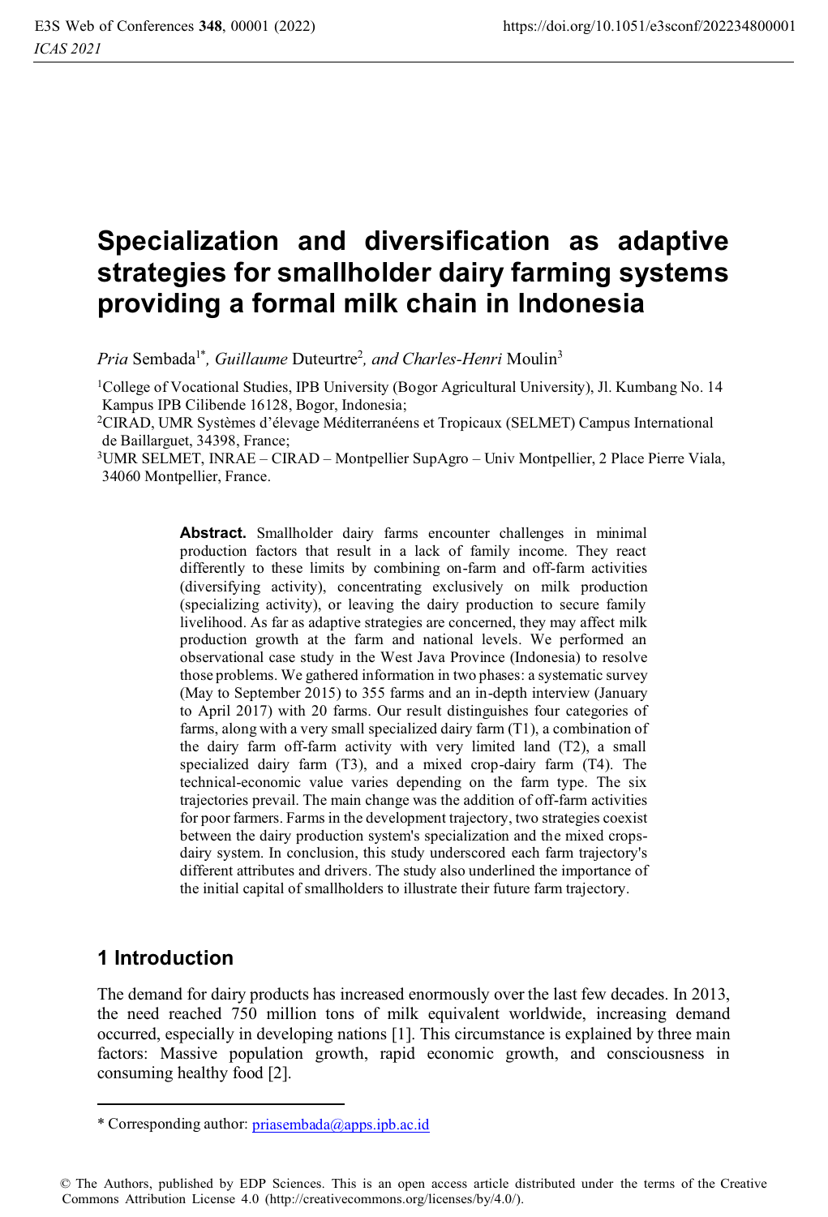# Specialization and diversification as adaptive strategies for smallholder dairy farming systems providing a formal milk chain in Indonesia

*Pria* Sembada[1*], *Guillaume* Duteurtre[2], *and Charles-Henri* Moulin[3]

[1]College of Vocational Studies, IPB University (Bogor Agricultural University), Jl. Kumbang No. 14 Kampus IPB Cilibende 16128, Bogor, Indonesia;

[2]CIRAD, UMR Systèmes d'élevage Méditerranéens et Tropicaux (SELMET) Campus International de Baillarguet, 34398, France;

[3]UMR SELMET, INRAE – CIRAD – Montpellier SupAgro – Univ Montpellier, 2 Place Pierre Viala, 34060 Montpellier, France.

**Abstract.** Smallholder dairy farms encounter challenges in minimal production factors that result in a lack of family income. They react differently to these limits by combining on-farm and off-farm activities (diversifying activity), concentrating exclusively on milk production (specializing activity), or leaving the dairy production to secure family livelihood. As far as adaptive strategies are concerned, they may affect milk production growth at the farm and national levels. We performed an observational case study in the West Java Province (Indonesia) to resolve those problems. We gathered information in two phases: a systematic survey (May to September 2015) to 355 farms and an in-depth interview (January to April 2017) with 20 farms. Our result distinguishes four categories of farms, along with a very small specialized dairy farm (T1), a combination of the dairy farm off-farm activity with very limited land (T2), a small specialized dairy farm (T3), and a mixed crop-dairy farm (T4). The technical-economic value varies depending on the farm type. The six trajectories prevail. The main change was the addition of off-farm activities for poor farmers. Farms in the development trajectory, two strategies coexist between the dairy production system's specialization and the mixed crops-dairy system. In conclusion, this study underscored each farm trajectory's different attributes and drivers. The study also underlined the importance of the initial capital of smallholders to illustrate their future farm trajectory.

## 1 Introduction

The demand for dairy products has increased enormously over the last few decades. In 2013, the need reached 750 million tons of milk equivalent worldwide, increasing demand occurred, especially in developing nations [1]. This circumstance is explained by three main factors: Massive population growth, rapid economic growth, and consciousness in consuming healthy food [2].

---

\* Corresponding author: priasembada@apps.ipb.ac.id

© The Authors, published by EDP Sciences. This is an open access article distributed under the terms of the Creative Commons Attribution License 4.0 (http://creativecommons.org/licenses/by/4.0/).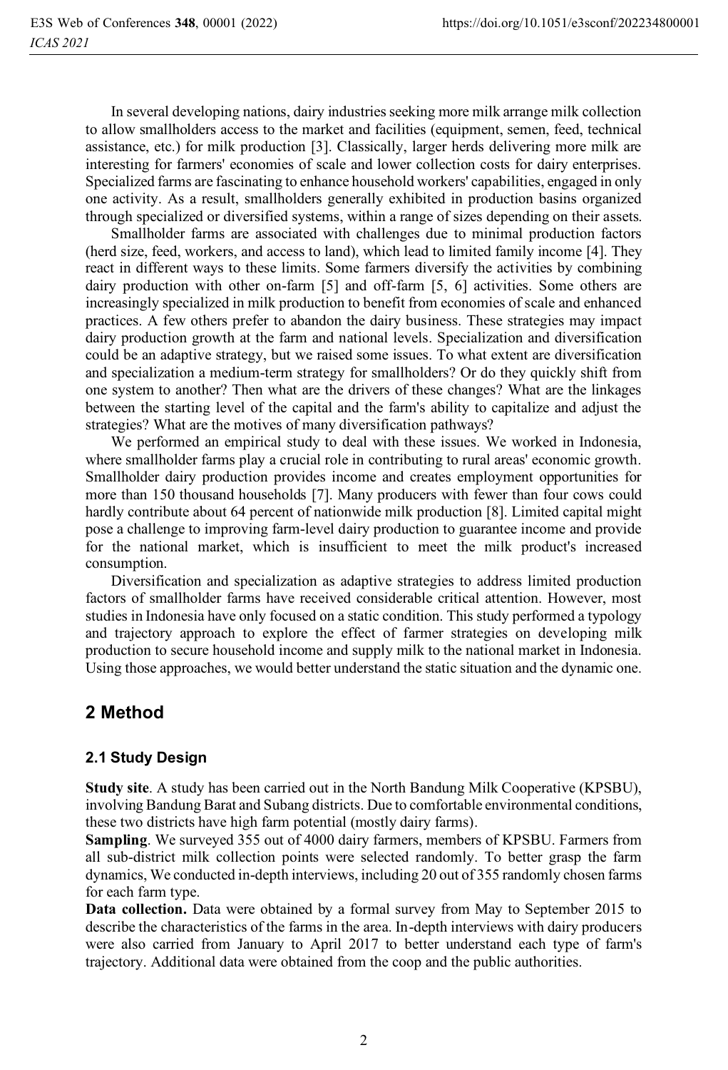In several developing nations, dairy industries seeking more milk arrange milk collection to allow smallholders access to the market and facilities (equipment, semen, feed, technical assistance, etc.) for milk production [3]. Classically, larger herds delivering more milk are interesting for farmers' economies of scale and lower collection costs for dairy enterprises. Specialized farms are fascinating to enhance household workers' capabilities, engaged in only one activity. As a result, smallholders generally exhibited in production basins organized through specialized or diversified systems, within a range of sizes depending on their assets.

Smallholder farms are associated with challenges due to minimal production factors (herd size, feed, workers, and access to land), which lead to limited family income [4]. They react in different ways to these limits. Some farmers diversify the activities by combining dairy production with other on-farm [5] and off-farm [5, 6] activities. Some others are increasingly specialized in milk production to benefit from economies of scale and enhanced practices. A few others prefer to abandon the dairy business. These strategies may impact dairy production growth at the farm and national levels. Specialization and diversification could be an adaptive strategy, but we raised some issues. To what extent are diversification and specialization a medium-term strategy for smallholders? Or do they quickly shift from one system to another? Then what are the drivers of these changes? What are the linkages between the starting level of the capital and the farm's ability to capitalize and adjust the strategies? What are the motives of many diversification pathways?

We performed an empirical study to deal with these issues. We worked in Indonesia, where smallholder farms play a crucial role in contributing to rural areas' economic growth. Smallholder dairy production provides income and creates employment opportunities for more than 150 thousand households [7]. Many producers with fewer than four cows could hardly contribute about 64 percent of nationwide milk production [8]. Limited capital might pose a challenge to improving farm-level dairy production to guarantee income and provide for the national market, which is insufficient to meet the milk product's increased consumption.

Diversification and specialization as adaptive strategies to address limited production factors of smallholder farms have received considerable critical attention. However, most studies in Indonesia have only focused on a static condition. This study performed a typology and trajectory approach to explore the effect of farmer strategies on developing milk production to secure household income and supply milk to the national market in Indonesia. Using those approaches, we would better understand the static situation and the dynamic one.

## 2 Method

### 2.1 Study Design

**Study site**. A study has been carried out in the North Bandung Milk Cooperative (KPSBU), involving Bandung Barat and Subang districts. Due to comfortable environmental conditions, these two districts have high farm potential (mostly dairy farms).

**Sampling**. We surveyed 355 out of 4000 dairy farmers, members of KPSBU. Farmers from all sub-district milk collection points were selected randomly. To better grasp the farm dynamics, We conducted in-depth interviews, including 20 out of 355 randomly chosen farms for each farm type.

**Data collection.** Data were obtained by a formal survey from May to September 2015 to describe the characteristics of the farms in the area. In-depth interviews with dairy producers were also carried from January to April 2017 to better understand each type of farm's trajectory. Additional data were obtained from the coop and the public authorities.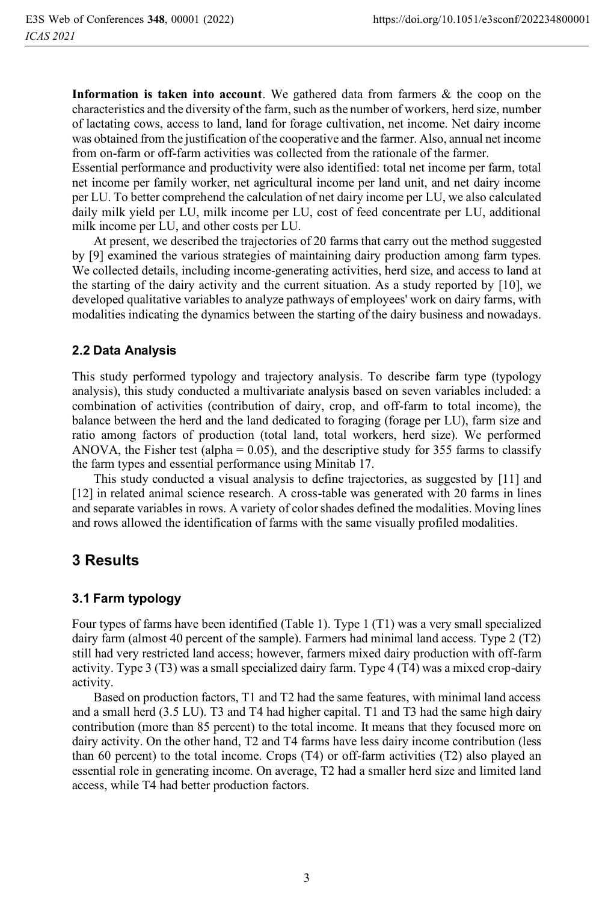**Information is taken into account**. We gathered data from farmers & the coop on the characteristics and the diversity of the farm, such as the number of workers, herd size, number of lactating cows, access to land, land for forage cultivation, net income. Net dairy income was obtained from the justification of the cooperative and the farmer. Also, annual net income from on-farm or off-farm activities was collected from the rationale of the farmer.

Essential performance and productivity were also identified: total net income per farm, total net income per family worker, net agricultural income per land unit, and net dairy income per LU. To better comprehend the calculation of net dairy income per LU, we also calculated daily milk yield per LU, milk income per LU, cost of feed concentrate per LU, additional milk income per LU, and other costs per LU.

At present, we described the trajectories of 20 farms that carry out the method suggested by [9] examined the various strategies of maintaining dairy production among farm types. We collected details, including income-generating activities, herd size, and access to land at the starting of the dairy activity and the current situation. As a study reported by [10], we developed qualitative variables to analyze pathways of employees' work on dairy farms, with modalities indicating the dynamics between the starting of the dairy business and nowadays.

### 2.2 Data Analysis

This study performed typology and trajectory analysis. To describe farm type (typology analysis), this study conducted a multivariate analysis based on seven variables included: a combination of activities (contribution of dairy, crop, and off-farm to total income), the balance between the herd and the land dedicated to foraging (forage per LU), farm size and ratio among factors of production (total land, total workers, herd size). We performed ANOVA, the Fisher test (alpha = 0.05), and the descriptive study for 355 farms to classify the farm types and essential performance using Minitab 17.

This study conducted a visual analysis to define trajectories, as suggested by [11] and [12] in related animal science research. A cross-table was generated with 20 farms in lines and separate variables in rows. A variety of color shades defined the modalities. Moving lines and rows allowed the identification of farms with the same visually profiled modalities.

## 3 Results

### 3.1 Farm typology

Four types of farms have been identified (Table 1). Type 1 (T1) was a very small specialized dairy farm (almost 40 percent of the sample). Farmers had minimal land access. Type 2 (T2) still had very restricted land access; however, farmers mixed dairy production with off-farm activity. Type 3 (T3) was a small specialized dairy farm. Type 4 (T4) was a mixed crop-dairy activity.

Based on production factors, T1 and T2 had the same features, with minimal land access and a small herd (3.5 LU). T3 and T4 had higher capital. T1 and T3 had the same high dairy contribution (more than 85 percent) to the total income. It means that they focused more on dairy activity. On the other hand, T2 and T4 farms have less dairy income contribution (less than 60 percent) to the total income. Crops (T4) or off-farm activities (T2) also played an essential role in generating income. On average, T2 had a smaller herd size and limited land access, while T4 had better production factors.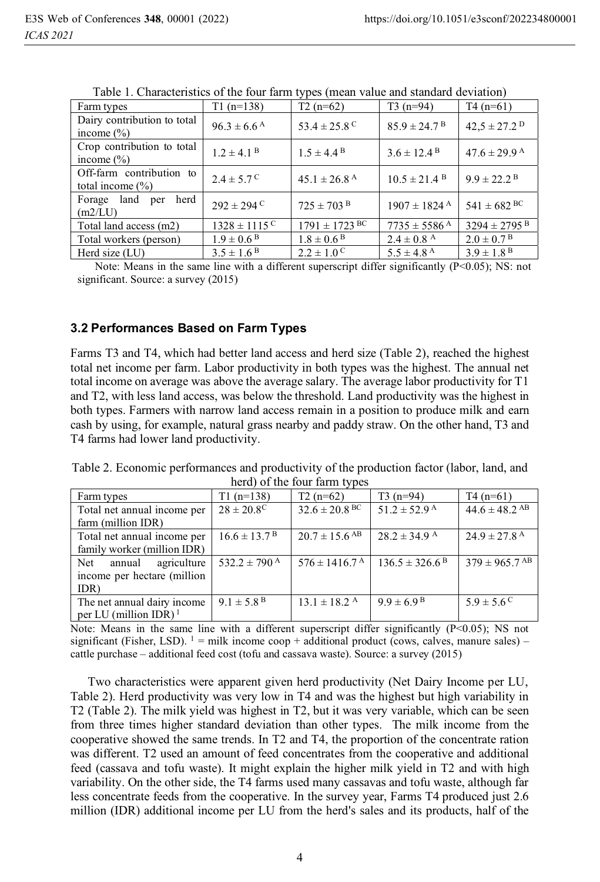Table 1. Characteristics of the four farm types (mean value and standard deviation)

| Farm types | T1 (n=138) | T2 (n=62) | T3 (n=94) | T4 (n=61) |
| --- | --- | --- | --- | --- |
| Dairy contribution to total income (%) | 96.3 ± 6.6 $^{A}$ | 53.4 ± 25.8 $^{C}$ | 85.9 ± 24.7 $^{B}$ | 42,5 ± 27.2 $^{D}$ |
| Crop contribution to total income (%) | 1.2 ± 4.1 $^{B}$ | 1.5 ± 4.4 $^{B}$ | 3.6 ± 12.4 $^{B}$ | 47.6 ± 29.9 $^{A}$ |
| Off-farm contribution to total income (%) | 2.4 ± 5.7 $^{C}$ | 45.1 ± 26.8 $^{A}$ | 10.5 ± 21.4 $^{B}$ | 9.9 ± 22.2 $^{B}$ |
| Forage land per herd (m2/LU) | 292 ± 294 $^{C}$ | 725 ± 703 $^{B}$ | 1907 ± 1824 $^{A}$ | 541 ± 682 $^{BC}$ |
| Total land access (m2) | 1328 ± 1115 $^{C}$ | 1791 ± 1723 $^{BC}$ | 7735 ± 5586 $^{A}$ | 3294 ± 2795 $^{B}$ |
| Total workers (person) | 1.9 ± 0.6 $^{B}$ | 1.8 ± 0.6 $^{B}$ | 2.4 ± 0.8 $^{A}$ | 2.0 ± 0.7 $^{B}$ |
| Herd size (LU) | 3.5 ± 1.6 $^{B}$ | 2.2 ± 1.0 $^{C}$ | 5.5 ± 4.8 $^{A}$ | 3.9 ± 1.8 $^{B}$ |

Note: Means in the same line with a different superscript differ significantly (P<0.05); NS: not significant. Source: a survey (2015)

### 3.2 Performances Based on Farm Types

Farms T3 and T4, which had better land access and herd size (Table 2), reached the highest total net income per farm. Labor productivity in both types was the highest. The annual net total income on average was above the average salary. The average labor productivity for T1 and T2, with less land access, was below the threshold. Land productivity was the highest in both types. Farmers with narrow land access remain in a position to produce milk and earn cash by using, for example, natural grass nearby and paddy straw. On the other hand, T3 and T4 farms had lower land productivity.

Table 2. Economic performances and productivity of the production factor (labor, land, and herd) of the four farm types

| Farm types | T1 (n=138) | T2 (n=62) | T3 (n=94) | T4 (n=61) |
| --- | --- | --- | --- | --- |
| Total net annual income per farm (million IDR) | 28 ± 20.8 $^{C}$ | 32.6 ± 20.8 $^{BC}$ | 51.2 ± 52.9 $^{A}$ | 44.6 ± 48.2 $^{AB}$ |
| Total net annual income per family worker (million IDR) | 16.6 ± 13.7 $^{B}$ | 20.7 ± 15.6 $^{AB}$ | 28.2 ± 34.9 $^{A}$ | 24.9 ± 27.8 $^{A}$ |
| Net annual agriculture income per hectare (million IDR) | 532.2 ± 790 $^{A}$ | 576 ± 1416.7 $^{A}$ | 136.5 ± 326.6 $^{B}$ | 379 ± 965.7 $^{AB}$ |
| The net annual dairy income per LU (million IDR) [1] | 9.1 ± 5.8 $^{B}$ | 13.1 ± 18.2 $^{A}$ | 9.9 ± 6.9 $^{B}$ | 5.9 ± 5.6 $^{C}$ |

Note: Means in the same line with a different superscript differ significantly (P<0.05); NS not significant (Fisher, LSD). [1] = milk income coop + additional product (cows, calves, manure sales) – cattle purchase – additional feed cost (tofu and cassava waste). Source: a survey (2015)

Two characteristics were apparent given herd productivity (Net Dairy Income per LU, Table 2). Herd productivity was very low in T4 and was the highest but high variability in T2 (Table 2). The milk yield was highest in T2, but it was very variable, which can be seen from three times higher standard deviation than other types. The milk income from the cooperative showed the same trends. In T2 and T4, the proportion of the concentrate ration was different. T2 used an amount of feed concentrates from the cooperative and additional feed (cassava and tofu waste). It might explain the higher milk yield in T2 and with high variability. On the other side, the T4 farms used many cassavas and tofu waste, although far less concentrate feeds from the cooperative. In the survey year, Farms T4 produced just 2.6 million (IDR) additional income per LU from the herd's sales and its products, half of the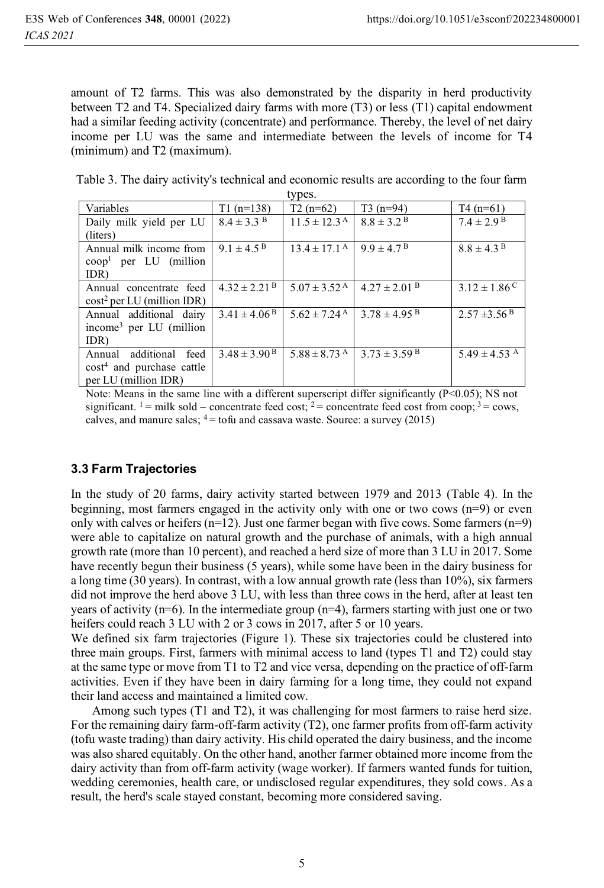amount of T2 farms. This was also demonstrated by the disparity in herd productivity between T2 and T4. Specialized dairy farms with more (T3) or less (T1) capital endowment had a similar feeding activity (concentrate) and performance. Thereby, the level of net dairy income per LU was the same and intermediate between the levels of income for T4 (minimum) and T2 (maximum).

Table 3. The dairy activity's technical and economic results are according to the four farm types.

| Variables | T1 (n=138) | T2 (n=62) | T3 (n=94) | T4 (n=61) |
|---|---|---|---|---|
| Daily milk yield per LU (liters) | $8.4 \pm 3.3^{B}$ | $11.5 \pm 12.3^{A}$ | $8.8 \pm 3.2^{B}$ | $7.4 \pm 2.9^{B}$ |
| Annual milk income from coop[1] per LU (million IDR) | $9.1 \pm 4.5^{B}$ | $13.4 \pm 17.1^{A}$ | $9.9 \pm 4.7^{B}$ | $8.8 \pm 4.3^{B}$ |
| Annual concentrate feed cost[2] per LU (million IDR) | $4.32 \pm 2.21^{B}$ | $5.07 \pm 3.52^{A}$ | $4.27 \pm 2.01^{B}$ | $3.12 \pm 1.86^{C}$ |
| Annual additional dairy income[3] per LU (million IDR) | $3.41 \pm 4.06^{B}$ | $5.62 \pm 7.24^{A}$ | $3.78 \pm 4.95^{B}$ | $2.57 \pm 3.56^{B}$ |
| Annual additional feed cost[4] and purchase cattle per LU (million IDR) | $3.48 \pm 3.90^{B}$ | $5.88 \pm 8.73^{A}$ | $3.73 \pm 3.59^{B}$ | $5.49 \pm 4.53^{A}$ |

Note: Means in the same line with a different superscript differ significantly ($P<0.05$); NS not significant. [1] = milk sold – concentrate feed cost; [2] = concentrate feed cost from coop; [3] = cows, calves, and manure sales; [4] = tofu and cassava waste. Source: a survey (2015)

### 3.3 Farm Trajectories

In the study of 20 farms, dairy activity started between 1979 and 2013 (Table 4). In the beginning, most farmers engaged in the activity only with one or two cows (n=9) or even only with calves or heifers (n=12). Just one farmer began with five cows. Some farmers (n=9) were able to capitalize on natural growth and the purchase of animals, with a high annual growth rate (more than 10 percent), and reached a herd size of more than 3 LU in 2017. Some have recently begun their business (5 years), while some have been in the dairy business for a long time (30 years). In contrast, with a low annual growth rate (less than 10%), six farmers did not improve the herd above 3 LU, with less than three cows in the herd, after at least ten years of activity (n=6). In the intermediate group (n=4), farmers starting with just one or two heifers could reach 3 LU with 2 or 3 cows in 2017, after 5 or 10 years.

We defined six farm trajectories (Figure 1). These six trajectories could be clustered into three main groups. First, farmers with minimal access to land (types T1 and T2) could stay at the same type or move from T1 to T2 and vice versa, depending on the practice of off-farm activities. Even if they have been in dairy farming for a long time, they could not expand their land access and maintained a limited cow.

Among such types (T1 and T2), it was challenging for most farmers to raise herd size. For the remaining dairy farm-off-farm activity (T2), one farmer profits from off-farm activity (tofu waste trading) than dairy activity. His child operated the dairy business, and the income was also shared equitably. On the other hand, another farmer obtained more income from the dairy activity than from off-farm activity (wage worker). If farmers wanted funds for tuition, wedding ceremonies, health care, or undisclosed regular expenditures, they sold cows. As a result, the herd's scale stayed constant, becoming more considered saving.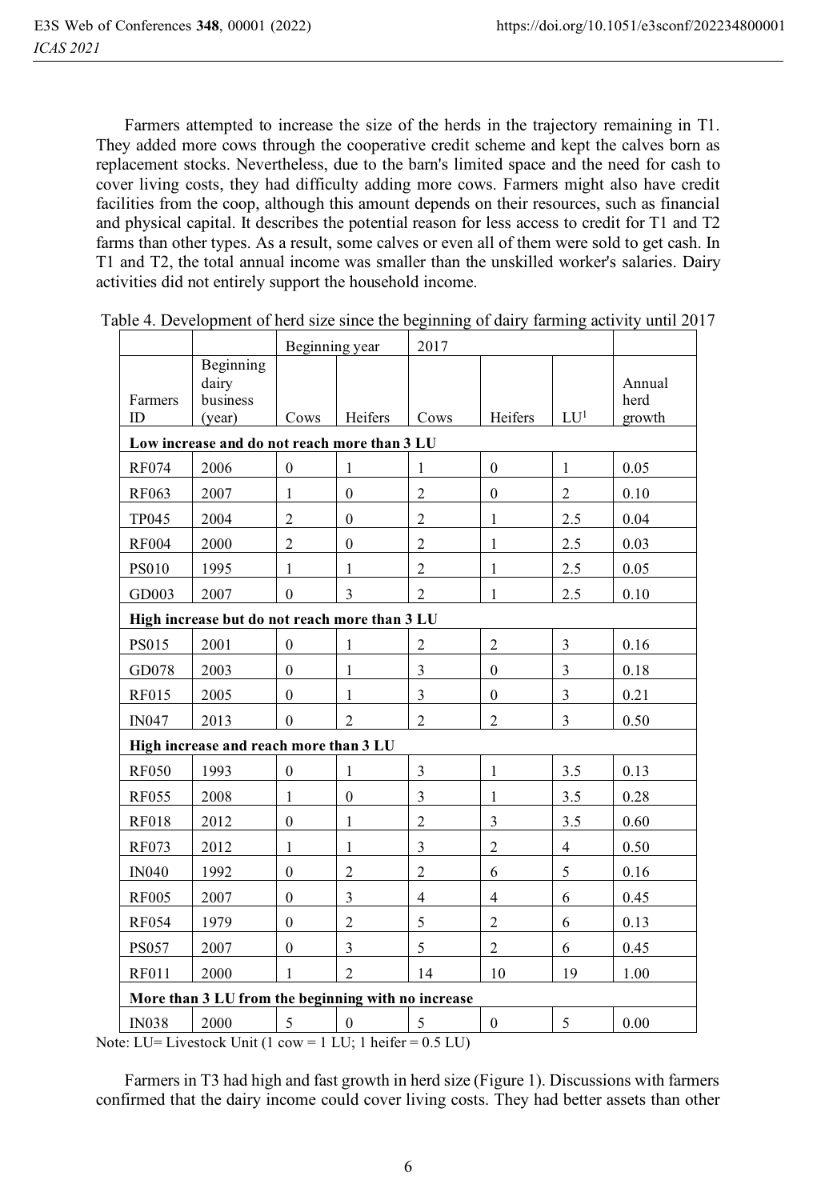Farmers attempted to increase the size of the herds in the trajectory remaining in T1. They added more cows through the cooperative credit scheme and kept the calves born as replacement stocks. Nevertheless, due to the barn's limited space and the need for cash to cover living costs, they had difficulty adding more cows. Farmers might also have credit facilities from the coop, although this amount depends on their resources, such as financial and physical capital. It describes the potential reason for less access to credit for T1 and T2 farms than other types. As a result, some calves or even all of them were sold to get cash. In T1 and T2, the total annual income was smaller than the unskilled worker's salaries. Dairy activities did not entirely support the household income.

Table 4. Development of herd size since the beginning of dairy farming activity until 2017

| | | Beginning year | | 2017 | | | |
|---|---|---|---|---|---|---|---|
| Farmers ID | Beginning dairy business (year) | Cows | Heifers | Cows | Heifers | LU[1] | Annual herd growth |
| **Low increase and do not reach more than 3 LU** | | | | | | | |
| RF074 | 2006 | 0 | 1 | 1 | 0 | 1 | 0.05 |
| RF063 | 2007 | 1 | 0 | 2 | 0 | 2 | 0.10 |
| TP045 | 2004 | 2 | 0 | 2 | 1 | 2.5 | 0.04 |
| RF004 | 2000 | 2 | 0 | 2 | 1 | 2.5 | 0.03 |
| PS010 | 1995 | 1 | 1 | 2 | 1 | 2.5 | 0.05 |
| GD003 | 2007 | 0 | 3 | 2 | 1 | 2.5 | 0.10 |
| **High increase but do not reach more than 3 LU** | | | | | | | |
| PS015 | 2001 | 0 | 1 | 2 | 2 | 3 | 0.16 |
| GD078 | 2003 | 0 | 1 | 3 | 0 | 3 | 0.18 |
| RF015 | 2005 | 0 | 1 | 3 | 0 | 3 | 0.21 |
| IN047 | 2013 | 0 | 2 | 2 | 2 | 3 | 0.50 |
| **High increase and reach more than 3 LU** | | | | | | | |
| RF050 | 1993 | 0 | 1 | 3 | 1 | 3.5 | 0.13 |
| RF055 | 2008 | 1 | 0 | 3 | 1 | 3.5 | 0.28 |
| RF018 | 2012 | 0 | 1 | 2 | 3 | 3.5 | 0.60 |
| RF073 | 2012 | 1 | 1 | 3 | 2 | 4 | 0.50 |
| IN040 | 1992 | 0 | 2 | 2 | 6 | 5 | 0.16 |
| RF005 | 2007 | 0 | 3 | 4 | 4 | 6 | 0.45 |
| RF054 | 1979 | 0 | 2 | 5 | 2 | 6 | 0.13 |
| PS057 | 2007 | 0 | 3 | 5 | 2 | 6 | 0.45 |
| RF011 | 2000 | 1 | 2 | 14 | 10 | 19 | 1.00 |
| **More than 3 LU from the beginning with no increase** | | | | | | | |
| IN038 | 2000 | 5 | 0 | 5 | 0 | 5 | 0.00 |

Note: LU= Livestock Unit (1 cow = 1 LU; 1 heifer = 0.5 LU)

Farmers in T3 had high and fast growth in herd size (Figure 1). Discussions with farmers confirmed that the dairy income could cover living costs. They had better assets than other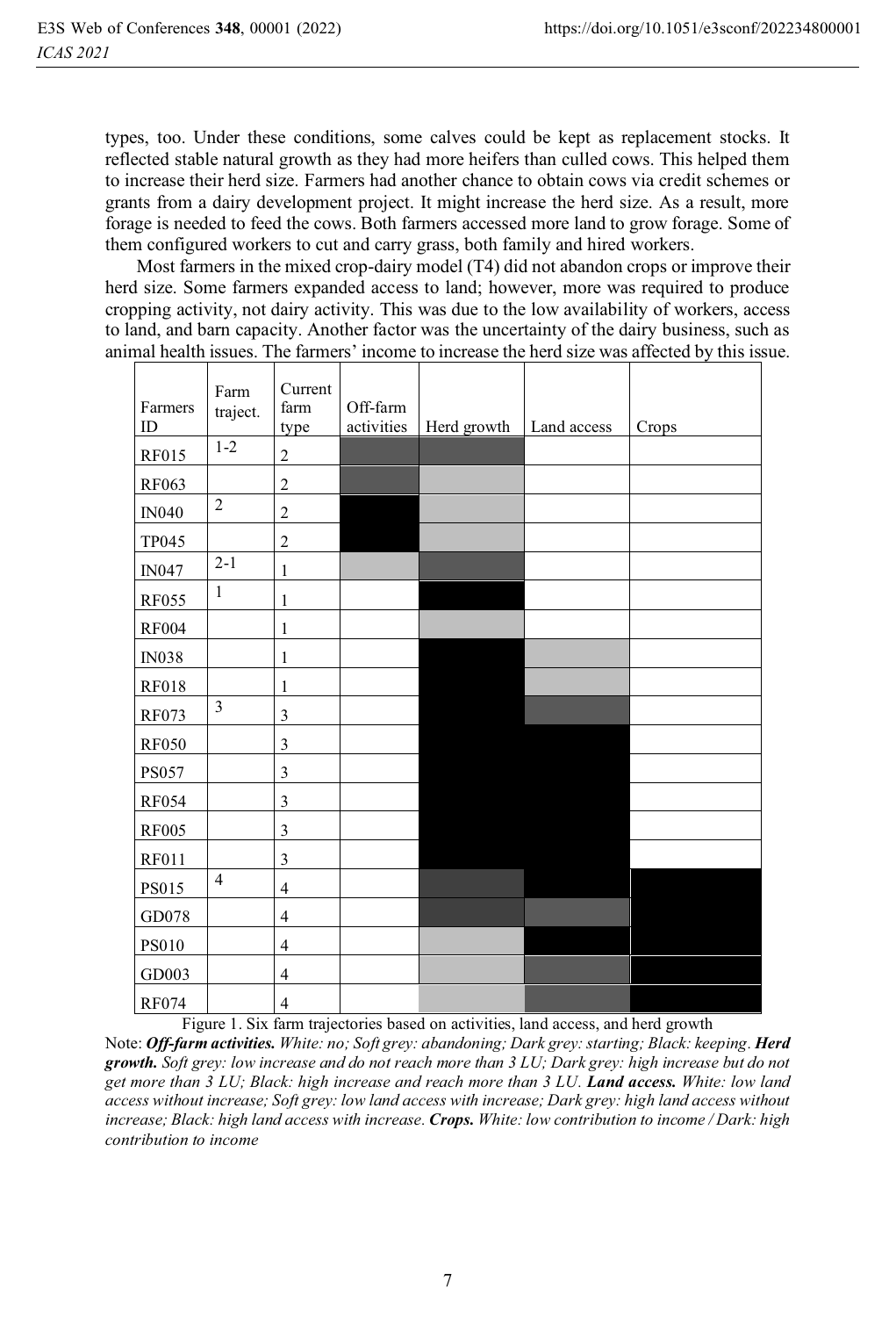types, too. Under these conditions, some calves could be kept as replacement stocks. It reflected stable natural growth as they had more heifers than culled cows. This helped them to increase their herd size. Farmers had another chance to obtain cows via credit schemes or grants from a dairy development project. It might increase the herd size. As a result, more forage is needed to feed the cows. Both farmers accessed more land to grow forage. Some of them configured workers to cut and carry grass, both family and hired workers.

Most farmers in the mixed crop-dairy model (T4) did not abandon crops or improve their herd size. Some farmers expanded access to land; however, more was required to produce cropping activity, not dairy activity. This was due to the low availability of workers, access to land, and barn capacity. Another factor was the uncertainty of the dairy business, such as animal health issues. The farmers' income to increase the herd size was affected by this issue.

| Farmers ID | Farm traject. | Current farm type | Off-farm activities | Herd growth | Land access | Crops |
|---|---|---|---|---|---|---|
| RF015 | 1-2 | 2 | Dark grey | Dark grey | White | White |
| RF063 | | 2 | Dark grey | Soft grey | White | White |
| IN040 | 2 | 2 | Black | Soft grey | White | White |
| TP045 | | 2 | Black | Soft grey | White | White |
| IN047 | 2-1 | 1 | Soft grey | Dark grey | White | White |
| RF055 | 1 | 1 | White | Black | White | White |
| RF004 | | 1 | White | Soft grey | White | White |
| IN038 | | 1 | White | Black | Soft grey | White |
| RF018 | | 1 | White | Black | Soft grey | White |
| RF073 | 3 | 3 | White | Black | Dark grey | White |
| RF050 | | 3 | White | Black | Black | White |
| PS057 | | 3 | White | Black | Black | White |
| RF054 | | 3 | White | Black | Black | White |
| RF005 | | 3 | White | Black | Black | White |
| RF011 | | 3 | White | Black | Black | White |
| PS015 | 4 | 4 | White | Dark grey | Black | Dark |
| GD078 | | 4 | White | Dark grey | Dark grey | Dark |
| PS010 | | 4 | White | Soft grey | Black | Dark |
| GD003 | | 4 | White | Soft grey | Dark grey | Dark |
| RF074 | | 4 | White | Soft grey | Dark grey | Dark |

Figure 1. Six farm trajectories based on activities, land access, and herd growth

Note: ***Off-farm activities.*** *White: no; Soft grey: abandoning; Dark grey: starting; Black: keeping.* ***Herd growth.*** *Soft grey: low increase and do not reach more than 3 LU; Dark grey: high increase but do not get more than 3 LU; Black: high increase and reach more than 3 LU.* ***Land access.*** *White: low land access without increase; Soft grey: low land access with increase; Dark grey: high land access without increase; Black: high land access with increase.* ***Crops.*** *White: low contribution to income / Dark: high contribution to income*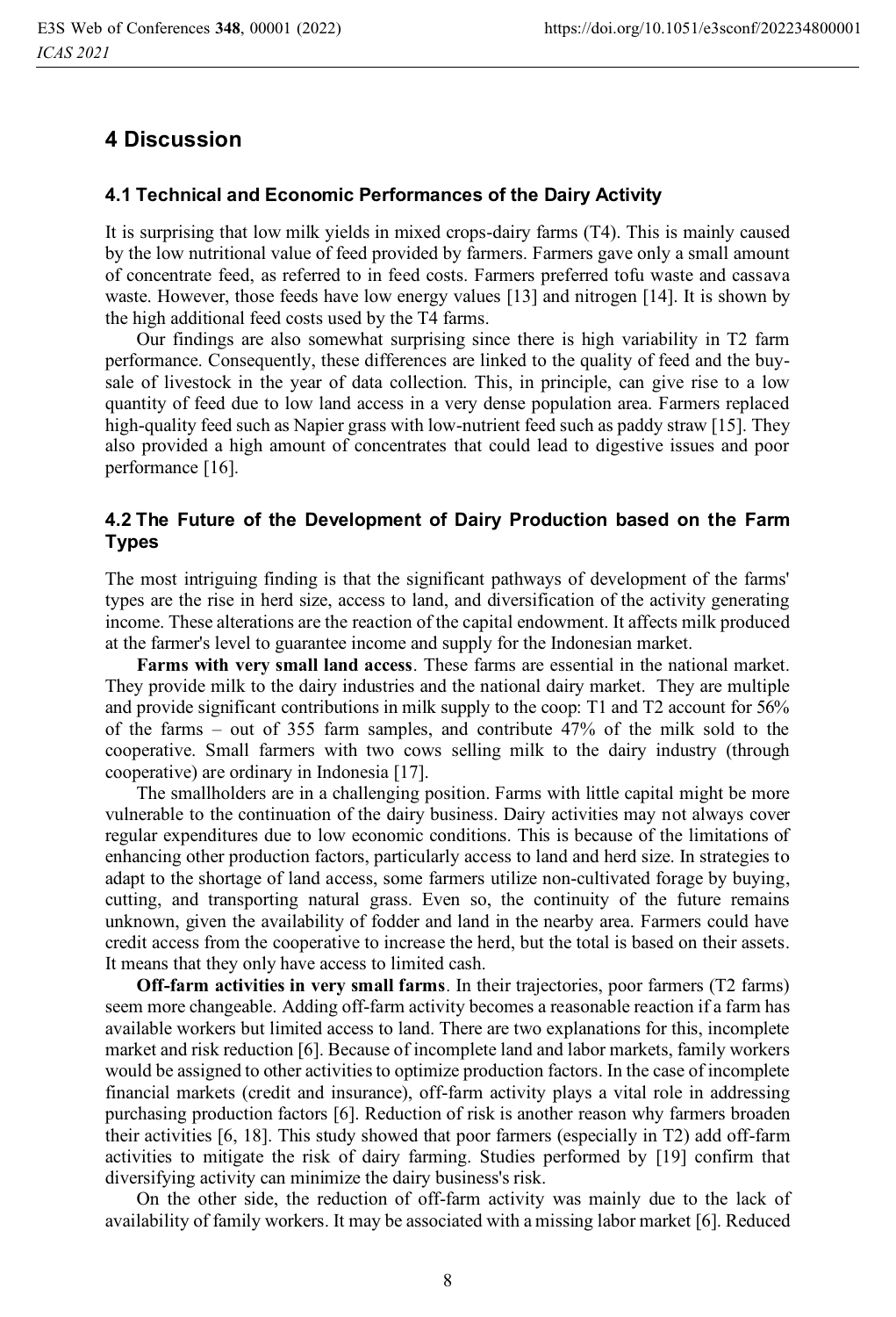# 4 Discussion

## 4.1 Technical and Economic Performances of the Dairy Activity

It is surprising that low milk yields in mixed crops-dairy farms (T4). This is mainly caused by the low nutritional value of feed provided by farmers. Farmers gave only a small amount of concentrate feed, as referred to in feed costs. Farmers preferred tofu waste and cassava waste. However, those feeds have low energy values [13] and nitrogen [14]. It is shown by the high additional feed costs used by the T4 farms.

Our findings are also somewhat surprising since there is high variability in T2 farm performance. Consequently, these differences are linked to the quality of feed and the buy-sale of livestock in the year of data collection. This, in principle, can give rise to a low quantity of feed due to low land access in a very dense population area. Farmers replaced high-quality feed such as Napier grass with low-nutrient feed such as paddy straw [15]. They also provided a high amount of concentrates that could lead to digestive issues and poor performance [16].

## 4.2 The Future of the Development of Dairy Production based on the Farm Types

The most intriguing finding is that the significant pathways of development of the farms' types are the rise in herd size, access to land, and diversification of the activity generating income. These alterations are the reaction of the capital endowment. It affects milk produced at the farmer's level to guarantee income and supply for the Indonesian market.

**Farms with very small land access**. These farms are essential in the national market. They provide milk to the dairy industries and the national dairy market. They are multiple and provide significant contributions in milk supply to the coop: T1 and T2 account for 56% of the farms – out of 355 farm samples, and contribute 47% of the milk sold to the cooperative. Small farmers with two cows selling milk to the dairy industry (through cooperative) are ordinary in Indonesia [17].

The smallholders are in a challenging position. Farms with little capital might be more vulnerable to the continuation of the dairy business. Dairy activities may not always cover regular expenditures due to low economic conditions. This is because of the limitations of enhancing other production factors, particularly access to land and herd size. In strategies to adapt to the shortage of land access, some farmers utilize non-cultivated forage by buying, cutting, and transporting natural grass. Even so, the continuity of the future remains unknown, given the availability of fodder and land in the nearby area. Farmers could have credit access from the cooperative to increase the herd, but the total is based on their assets. It means that they only have access to limited cash.

**Off-farm activities in very small farms**. In their trajectories, poor farmers (T2 farms) seem more changeable. Adding off-farm activity becomes a reasonable reaction if a farm has available workers but limited access to land. There are two explanations for this, incomplete market and risk reduction [6]. Because of incomplete land and labor markets, family workers would be assigned to other activities to optimize production factors. In the case of incomplete financial markets (credit and insurance), off-farm activity plays a vital role in addressing purchasing production factors [6]. Reduction of risk is another reason why farmers broaden their activities [6, 18]. This study showed that poor farmers (especially in T2) add off-farm activities to mitigate the risk of dairy farming. Studies performed by [19] confirm that diversifying activity can minimize the dairy business's risk.

On the other side, the reduction of off-farm activity was mainly due to the lack of availability of family workers. It may be associated with a missing labor market [6]. Reduced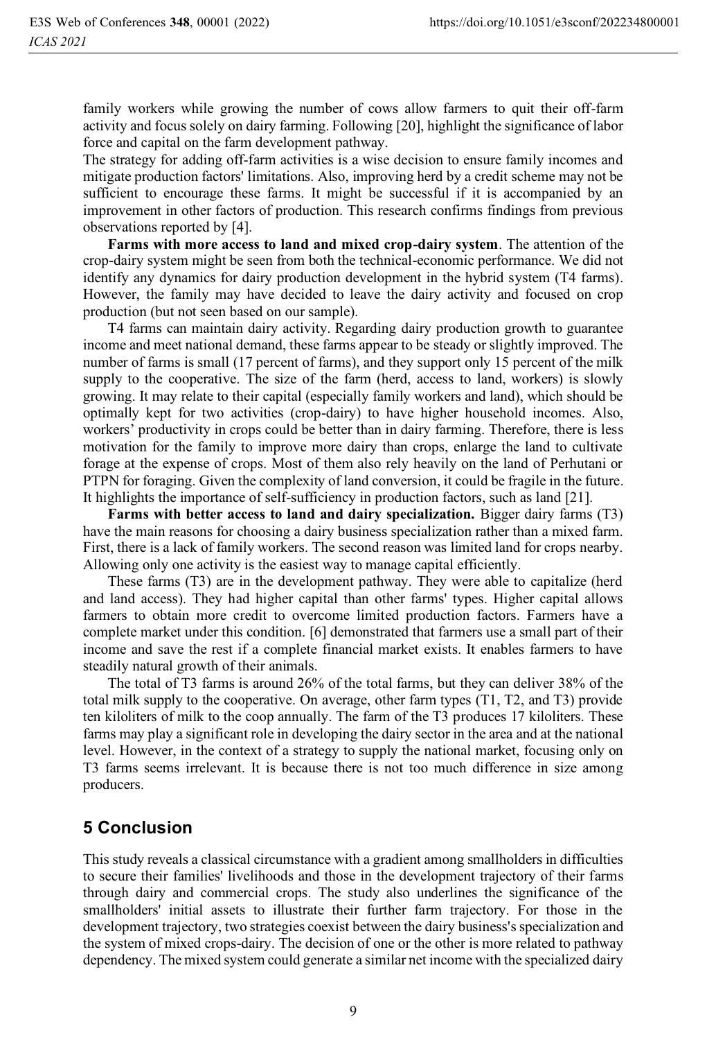family workers while growing the number of cows allow farmers to quit their off-farm activity and focus solely on dairy farming. Following [20], highlight the significance of labor force and capital on the farm development pathway.

The strategy for adding off-farm activities is a wise decision to ensure family incomes and mitigate production factors' limitations. Also, improving herd by a credit scheme may not be sufficient to encourage these farms. It might be successful if it is accompanied by an improvement in other factors of production. This research confirms findings from previous observations reported by [4].

**Farms with more access to land and mixed crop-dairy system**. The attention of the crop-dairy system might be seen from both the technical-economic performance. We did not identify any dynamics for dairy production development in the hybrid system (T4 farms). However, the family may have decided to leave the dairy activity and focused on crop production (but not seen based on our sample).

T4 farms can maintain dairy activity. Regarding dairy production growth to guarantee income and meet national demand, these farms appear to be steady or slightly improved. The number of farms is small (17 percent of farms), and they support only 15 percent of the milk supply to the cooperative. The size of the farm (herd, access to land, workers) is slowly growing. It may relate to their capital (especially family workers and land), which should be optimally kept for two activities (crop-dairy) to have higher household incomes. Also, workers' productivity in crops could be better than in dairy farming. Therefore, there is less motivation for the family to improve more dairy than crops, enlarge the land to cultivate forage at the expense of crops. Most of them also rely heavily on the land of Perhutani or PTPN for foraging. Given the complexity of land conversion, it could be fragile in the future. It highlights the importance of self-sufficiency in production factors, such as land [21].

**Farms with better access to land and dairy specialization.** Bigger dairy farms (T3) have the main reasons for choosing a dairy business specialization rather than a mixed farm. First, there is a lack of family workers. The second reason was limited land for crops nearby. Allowing only one activity is the easiest way to manage capital efficiently.

These farms (T3) are in the development pathway. They were able to capitalize (herd and land access). They had higher capital than other farms' types. Higher capital allows farmers to obtain more credit to overcome limited production factors. Farmers have a complete market under this condition. [6] demonstrated that farmers use a small part of their income and save the rest if a complete financial market exists. It enables farmers to have steadily natural growth of their animals.

The total of T3 farms is around 26% of the total farms, but they can deliver 38% of the total milk supply to the cooperative. On average, other farm types (T1, T2, and T3) provide ten kiloliters of milk to the coop annually. The farm of the T3 produces 17 kiloliters. These farms may play a significant role in developing the dairy sector in the area and at the national level. However, in the context of a strategy to supply the national market, focusing only on T3 farms seems irrelevant. It is because there is not too much difference in size among producers.

## 5 Conclusion

This study reveals a classical circumstance with a gradient among smallholders in difficulties to secure their families' livelihoods and those in the development trajectory of their farms through dairy and commercial crops. The study also underlines the significance of the smallholders' initial assets to illustrate their further farm trajectory. For those in the development trajectory, two strategies coexist between the dairy business's specialization and the system of mixed crops-dairy. The decision of one or the other is more related to pathway dependency. The mixed system could generate a similar net income with the specialized dairy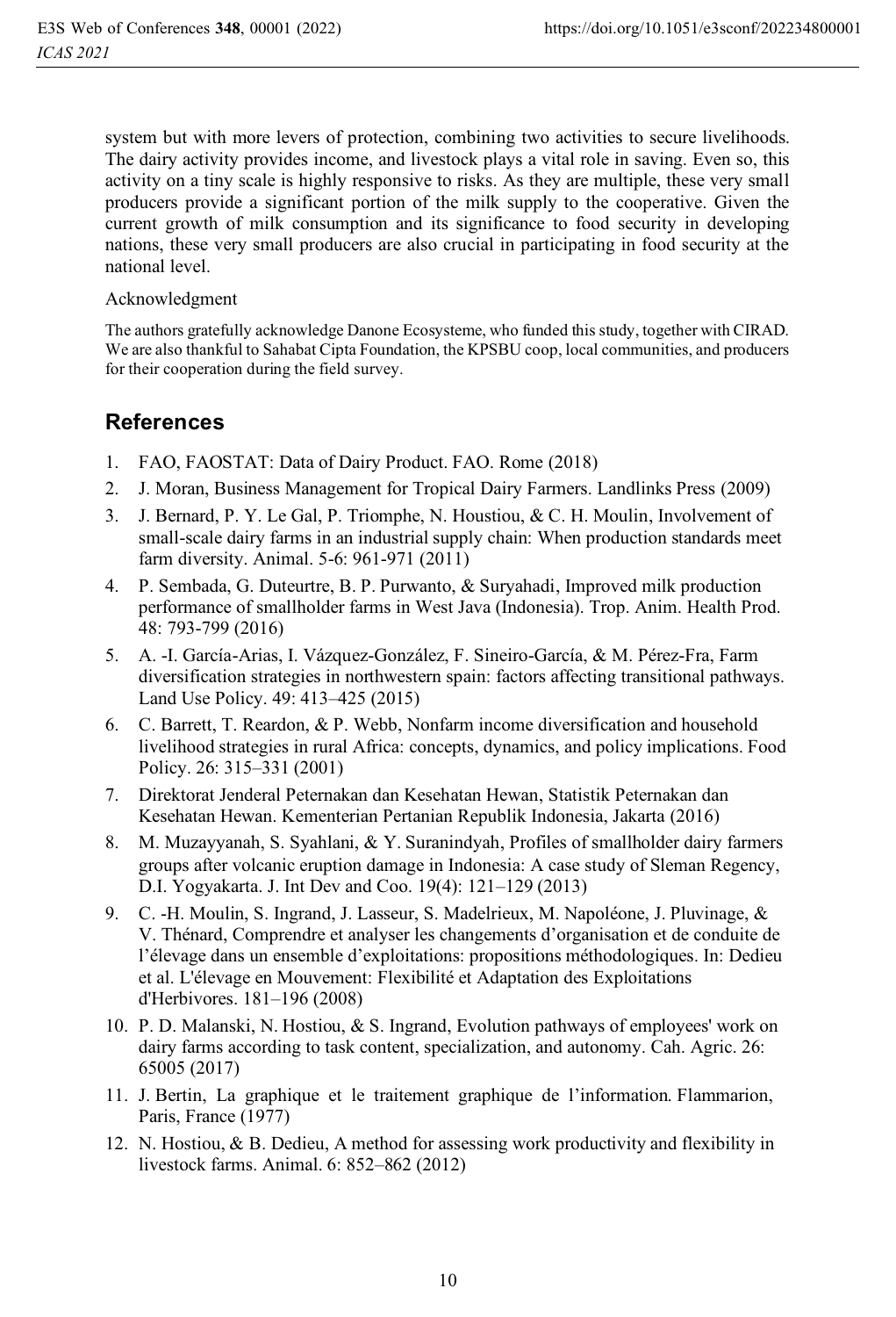system but with more levers of protection, combining two activities to secure livelihoods. The dairy activity provides income, and livestock plays a vital role in saving. Even so, this activity on a tiny scale is highly responsive to risks. As they are multiple, these very small producers provide a significant portion of the milk supply to the cooperative. Given the current growth of milk consumption and its significance to food security in developing nations, these very small producers are also crucial in participating in food security at the national level.

Acknowledgment

The authors gratefully acknowledge Danone Ecosysteme, who funded this study, together with CIRAD. We are also thankful to Sahabat Cipta Foundation, the KPSBU coop, local communities, and producers for their cooperation during the field survey.

## References

1. FAO, FAOSTAT: Data of Dairy Product. FAO. Rome (2018)
2. J. Moran, Business Management for Tropical Dairy Farmers. Landlinks Press (2009)
3. J. Bernard, P. Y. Le Gal, P. Triomphe, N. Houstiou, & C. H. Moulin, Involvement of small-scale dairy farms in an industrial supply chain: When production standards meet farm diversity. Animal. 5-6: 961-971 (2011)
4. P. Sembada, G. Duteurtre, B. P. Purwanto, & Suryahadi, Improved milk production performance of smallholder farms in West Java (Indonesia). Trop. Anim. Health Prod. 48: 793-799 (2016)
5. A. -I. García-Arias, I. Vázquez-González, F. Sineiro-García, & M. Pérez-Fra, Farm diversification strategies in northwestern spain: factors affecting transitional pathways. Land Use Policy. 49: 413–425 (2015)
6. C. Barrett, T. Reardon, & P. Webb, Nonfarm income diversification and household livelihood strategies in rural Africa: concepts, dynamics, and policy implications. Food Policy. 26: 315–331 (2001)
7. Direktorat Jenderal Peternakan dan Kesehatan Hewan, Statistik Peternakan dan Kesehatan Hewan. Kementerian Pertanian Republik Indonesia, Jakarta (2016)
8. M. Muzayyanah, S. Syahlani, & Y. Suranindyah, Profiles of smallholder dairy farmers groups after volcanic eruption damage in Indonesia: A case study of Sleman Regency, D.I. Yogyakarta. J. Int Dev and Coo. 19(4): 121–129 (2013)
9. C. -H. Moulin, S. Ingrand, J. Lasseur, S. Madelrieux, M. Napoléone, J. Pluvinage, & V. Thénard, Comprendre et analyser les changements d'organisation et de conduite de l'élevage dans un ensemble d'exploitations: propositions méthodologiques. In: Dedieu et al. L'élevage en Mouvement: Flexibilité et Adaptation des Exploitations d'Herbivores. 181–196 (2008)
10. P. D. Malanski, N. Hostiou, & S. Ingrand, Evolution pathways of employees' work on dairy farms according to task content, specialization, and autonomy. Cah. Agric. 26: 65005 (2017)
11. J. Bertin, La graphique et le traitement graphique de l'information. Flammarion, Paris, France (1977)
12. N. Hostiou, & B. Dedieu, A method for assessing work productivity and flexibility in livestock farms. Animal. 6: 852–862 (2012)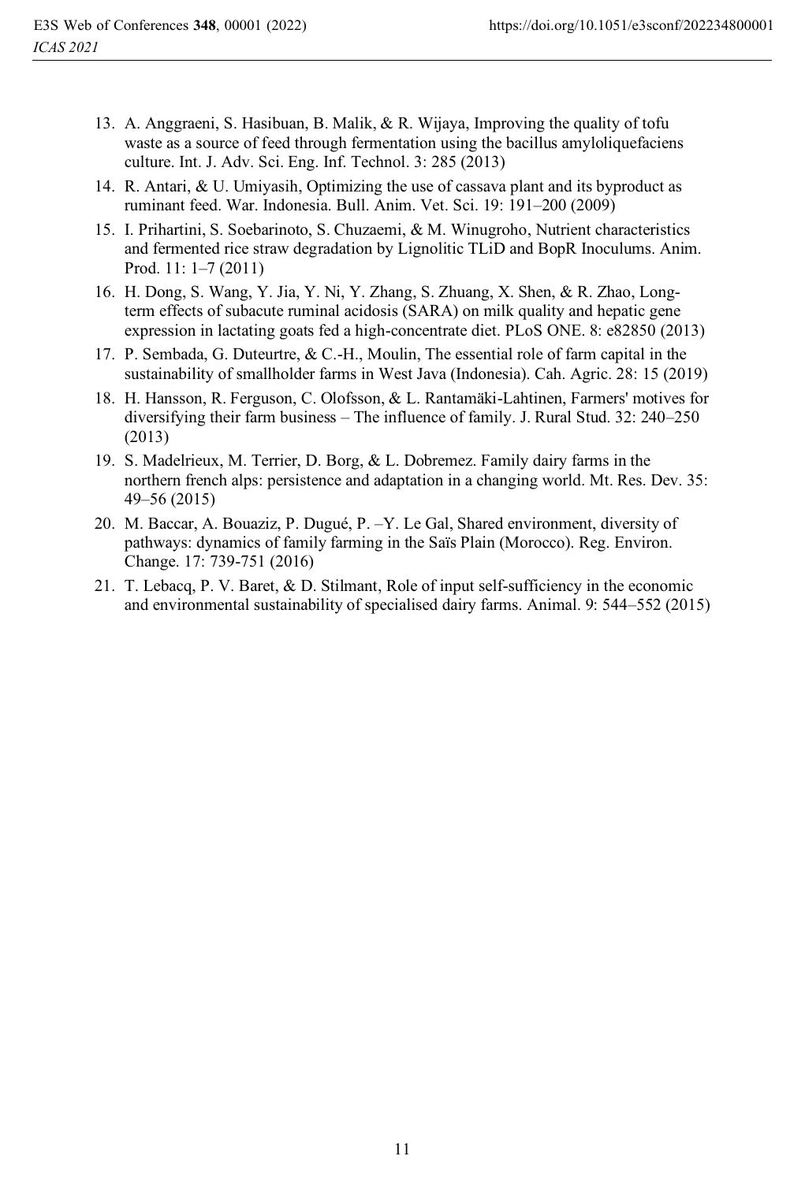13. A. Anggraeni, S. Hasibuan, B. Malik, & R. Wijaya, Improving the quality of tofu waste as a source of feed through fermentation using the bacillus amyloliquefaciens culture. Int. J. Adv. Sci. Eng. Inf. Technol. 3: 285 (2013)
14. R. Antari, & U. Umiyasih, Optimizing the use of cassava plant and its byproduct as ruminant feed. War. Indonesia. Bull. Anim. Vet. Sci. 19: 191–200 (2009)
15. I. Prihartini, S. Soebarinoto, S. Chuzaemi, & M. Winugroho, Nutrient characteristics and fermented rice straw degradation by Lignolitic TLiD and BopR Inoculums. Anim. Prod. 11: 1–7 (2011)
16. H. Dong, S. Wang, Y. Jia, Y. Ni, Y. Zhang, S. Zhuang, X. Shen, & R. Zhao, Long-term effects of subacute ruminal acidosis (SARA) on milk quality and hepatic gene expression in lactating goats fed a high-concentrate diet. PLoS ONE. 8: e82850 (2013)
17. P. Sembada, G. Duteurtre, & C.-H., Moulin, The essential role of farm capital in the sustainability of smallholder farms in West Java (Indonesia). Cah. Agric. 28: 15 (2019)
18. H. Hansson, R. Ferguson, C. Olofsson, & L. Rantamäki-Lahtinen, Farmers' motives for diversifying their farm business – The influence of family. J. Rural Stud. 32: 240–250 (2013)
19. S. Madelrieux, M. Terrier, D. Borg, & L. Dobremez. Family dairy farms in the northern french alps: persistence and adaptation in a changing world. Mt. Res. Dev. 35: 49–56 (2015)
20. M. Baccar, A. Bouaziz, P. Dugué, P. –Y. Le Gal, Shared environment, diversity of pathways: dynamics of family farming in the Saïs Plain (Morocco). Reg. Environ. Change. 17: 739-751 (2016)
21. T. Lebacq, P. V. Baret, & D. Stilmant, Role of input self-sufficiency in the economic and environmental sustainability of specialised dairy farms. Animal. 9: 544–552 (2015)